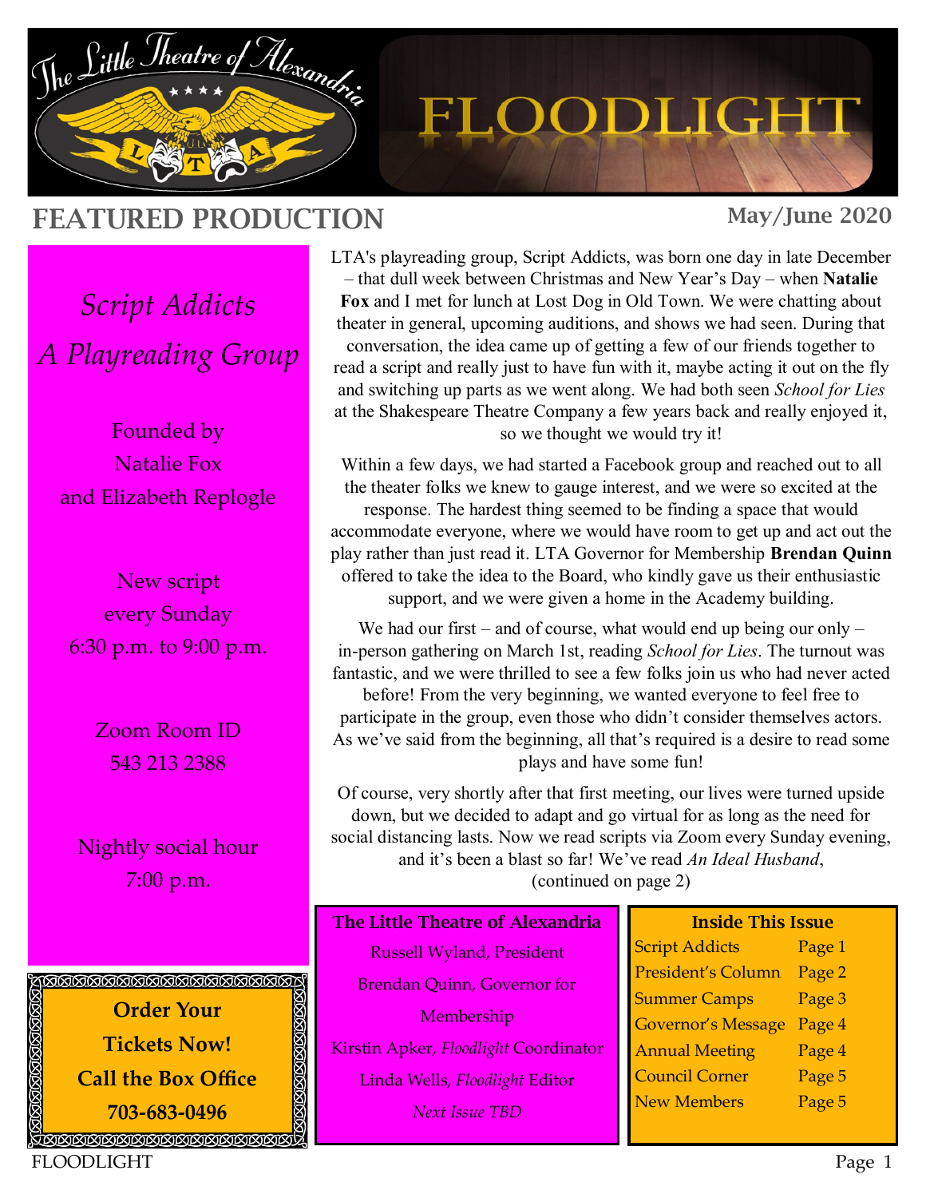# The Little Theatre of Alexandria — FLOODLIGHT

## FEATURED PRODUCTION

**May/June 2020**

*Script Addicts*

*A Playreading Group*

Founded by
Natalie Fox
and Elizabeth Replogle

New script
every Sunday
6:30 p.m. to 9:00 p.m.

Zoom Room ID
543 213 2388

Nightly social hour
7:00 p.m.

LTA's playreading group, Script Addicts, was born one day in late December – that dull week between Christmas and New Year's Day – when **Natalie Fox** and I met for lunch at Lost Dog in Old Town. We were chatting about theater in general, upcoming auditions, and shows we had seen. During that conversation, the idea came up of getting a few of our friends together to read a script and really just to have fun with it, maybe acting it out on the fly and switching up parts as we went along. We had both seen *School for Lies* at the Shakespeare Theatre Company a few years back and really enjoyed it, so we thought we would try it!

Within a few days, we had started a Facebook group and reached out to all the theater folks we knew to gauge interest, and we were so excited at the response. The hardest thing seemed to be finding a space that would accommodate everyone, where we would have room to get up and act out the play rather than just read it. LTA Governor for Membership **Brendan Quinn** offered to take the idea to the Board, who kindly gave us their enthusiastic support, and we were given a home in the Academy building.

We had our first – and of course, what would end up being our only – in-person gathering on March 1st, reading *School for Lies*. The turnout was fantastic, and we were thrilled to see a few folks join us who had never acted before! From the very beginning, we wanted everyone to feel free to participate in the group, even those who didn't consider themselves actors. As we've said from the beginning, all that's required is a desire to read some plays and have some fun!

Of course, very shortly after that first meeting, our lives were turned upside down, but we decided to adapt and go virtual for as long as the need for social distancing lasts. Now we read scripts via Zoom every Sunday evening, and it's been a blast so far! We've read *An Ideal Husband*,

(continued on page 2)

**Order Your Tickets Now!**
**Call the Box Office**
**703-683-0496**

**The Little Theatre of Alexandria**

Russell Wyland, President

Brendan Quinn, Governor for Membership

Kirstin Apker, *Floodlight* Coordinator

Linda Wells, *Floodlight* Editor

*Next Issue TBD*

**Inside This Issue**

| | |
|---|---|
| Script Addicts | Page 1 |
| President's Column | Page 2 |
| Summer Camps | Page 3 |
| Governor's Message | Page 4 |
| Annual Meeting | Page 4 |
| Council Corner | Page 5 |
| New Members | Page 5 |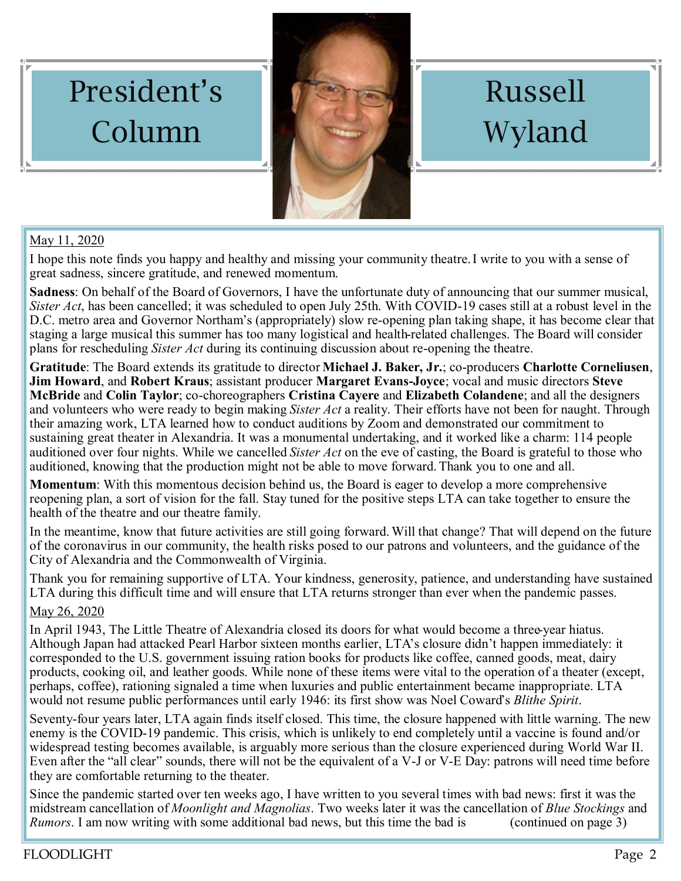# President's Column

# Russell Wyland

May 11, 2020

I hope this note finds you happy and healthy and missing your community theatre. I write to you with a sense of great sadness, sincere gratitude, and renewed momentum.

**Sadness**: On behalf of the Board of Governors, I have the unfortunate duty of announcing that our summer musical, *Sister Act*, has been cancelled; it was scheduled to open July 25th. With COVID-19 cases still at a robust level in the D.C. metro area and Governor Northam's (appropriately) slow re-opening plan taking shape, it has become clear that staging a large musical this summer has too many logistical and health-related challenges. The Board will consider plans for rescheduling *Sister Act* during its continuing discussion about re-opening the theatre.

**Gratitude**: The Board extends its gratitude to director **Michael J. Baker, Jr.**; co-producers **Charlotte Corneliusen**, **Jim Howard**, and **Robert Kraus**; assistant producer **Margaret Evans-Joyce**; vocal and music directors **Steve McBride** and **Colin Taylor**; co-choreographers **Cristina Cayere** and **Elizabeth Colandene**; and all the designers and volunteers who were ready to begin making *Sister Act* a reality. Their efforts have not been for naught. Through their amazing work, LTA learned how to conduct auditions by Zoom and demonstrated our commitment to sustaining great theater in Alexandria. It was a monumental undertaking, and it worked like a charm: 114 people auditioned over four nights. While we cancelled *Sister Act* on the eve of casting, the Board is grateful to those who auditioned, knowing that the production might not be able to move forward. Thank you to one and all.

**Momentum**: With this momentous decision behind us, the Board is eager to develop a more comprehensive reopening plan, a sort of vision for the fall. Stay tuned for the positive steps LTA can take together to ensure the health of the theatre and our theatre family.

In the meantime, know that future activities are still going forward. Will that change? That will depend on the future of the coronavirus in our community, the health risks posed to our patrons and volunteers, and the guidance of the City of Alexandria and the Commonwealth of Virginia.

Thank you for remaining supportive of LTA. Your kindness, generosity, patience, and understanding have sustained LTA during this difficult time and will ensure that LTA returns stronger than ever when the pandemic passes.

May 26, 2020

In April 1943, The Little Theatre of Alexandria closed its doors for what would become a three-year hiatus. Although Japan had attacked Pearl Harbor sixteen months earlier, LTA's closure didn't happen immediately: it corresponded to the U.S. government issuing ration books for products like coffee, canned goods, meat, dairy products, cooking oil, and leather goods. While none of these items were vital to the operation of a theater (except, perhaps, coffee), rationing signaled a time when luxuries and public entertainment became inappropriate. LTA would not resume public performances until early 1946: its first show was Noel Coward's *Blithe Spirit*.

Seventy-four years later, LTA again finds itself closed. This time, the closure happened with little warning. The new enemy is the COVID-19 pandemic. This crisis, which is unlikely to end completely until a vaccine is found and/or widespread testing becomes available, is arguably more serious than the closure experienced during World War II. Even after the "all clear" sounds, there will not be the equivalent of a V-J or V-E Day: patrons will need time before they are comfortable returning to the theater.

Since the pandemic started over ten weeks ago, I have written to you several times with bad news: first it was the midstream cancellation of *Moonlight and Magnolias*. Two weeks later it was the cancellation of *Blue Stockings* and *Rumors*. I am now writing with some additional bad news, but this time the bad is (continued on page 3)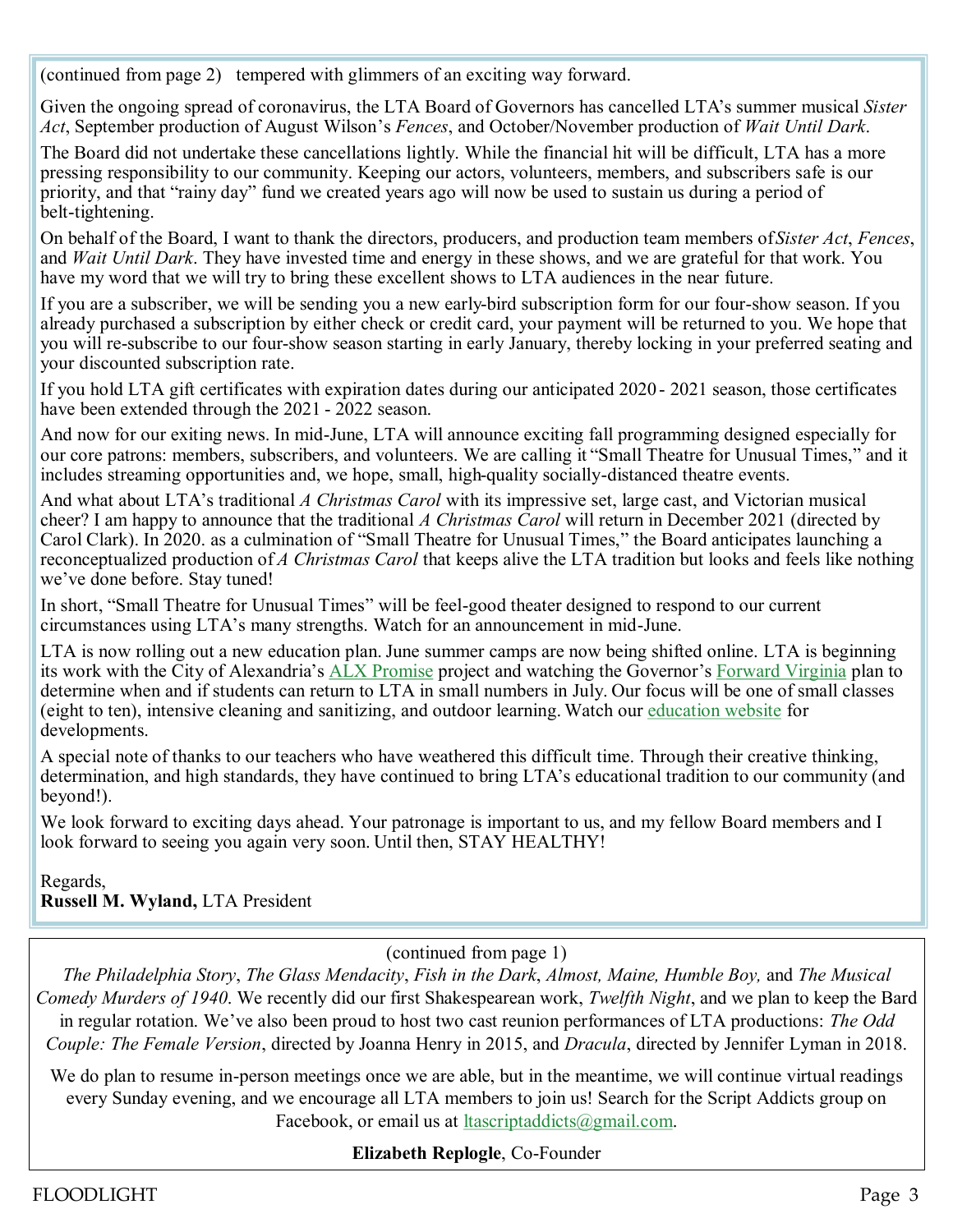(continued from page 2) tempered with glimmers of an exciting way forward.

Given the ongoing spread of coronavirus, the LTA Board of Governors has cancelled LTA's summer musical *Sister Act*, September production of August Wilson's *Fences*, and October/November production of *Wait Until Dark*.

The Board did not undertake these cancellations lightly. While the financial hit will be difficult, LTA has a more pressing responsibility to our community. Keeping our actors, volunteers, members, and subscribers safe is our priority, and that "rainy day" fund we created years ago will now be used to sustain us during a period of belt-tightening.

On behalf of the Board, I want to thank the directors, producers, and production team members of *Sister Act*, *Fences*, and *Wait Until Dark*. They have invested time and energy in these shows, and we are grateful for that work. You have my word that we will try to bring these excellent shows to LTA audiences in the near future.

If you are a subscriber, we will be sending you a new early-bird subscription form for our four-show season. If you already purchased a subscription by either check or credit card, your payment will be returned to you. We hope that you will re-subscribe to our four-show season starting in early January, thereby locking in your preferred seating and your discounted subscription rate.

If you hold LTA gift certificates with expiration dates during our anticipated 2020 - 2021 season, those certificates have been extended through the 2021 - 2022 season.

And now for our exiting news. In mid-June, LTA will announce exciting fall programming designed especially for our core patrons: members, subscribers, and volunteers. We are calling it "Small Theatre for Unusual Times," and it includes streaming opportunities and, we hope, small, high-quality socially-distanced theatre events.

And what about LTA's traditional *A Christmas Carol* with its impressive set, large cast, and Victorian musical cheer? I am happy to announce that the traditional *A Christmas Carol* will return in December 2021 (directed by Carol Clark). In 2020. as a culmination of "Small Theatre for Unusual Times," the Board anticipates launching a reconceptualized production of *A Christmas Carol* that keeps alive the LTA tradition but looks and feels like nothing we've done before. Stay tuned!

In short, "Small Theatre for Unusual Times" will be feel-good theater designed to respond to our current circumstances using LTA's many strengths. Watch for an announcement in mid-June.

LTA is now rolling out a new education plan. June summer camps are now being shifted online. LTA is beginning its work with the City of Alexandria's ALX Promise project and watching the Governor's Forward Virginia plan to determine when and if students can return to LTA in small numbers in July. Our focus will be one of small classes (eight to ten), intensive cleaning and sanitizing, and outdoor learning. Watch our education website for developments.

A special note of thanks to our teachers who have weathered this difficult time. Through their creative thinking, determination, and high standards, they have continued to bring LTA's educational tradition to our community (and beyond!).

We look forward to exciting days ahead. Your patronage is important to us, and my fellow Board members and I look forward to seeing you again very soon. Until then, STAY HEALTHY!

Regards,
**Russell M. Wyland,** LTA President

---

(continued from page 1)

*The Philadelphia Story*, *The Glass Mendacity*, *Fish in the Dark*, *Almost, Maine, Humble Boy,* and *The Musical Comedy Murders of 1940*. We recently did our first Shakespearean work, *Twelfth Night*, and we plan to keep the Bard in regular rotation. We've also been proud to host two cast reunion performances of LTA productions: *The Odd Couple: The Female Version*, directed by Joanna Henry in 2015, and *Dracula*, directed by Jennifer Lyman in 2018.

We do plan to resume in-person meetings once we are able, but in the meantime, we will continue virtual readings every Sunday evening, and we encourage all LTA members to join us! Search for the Script Addicts group on Facebook, or email us at ltascriptaddicts@gmail.com.

**Elizabeth Replogle**, Co-Founder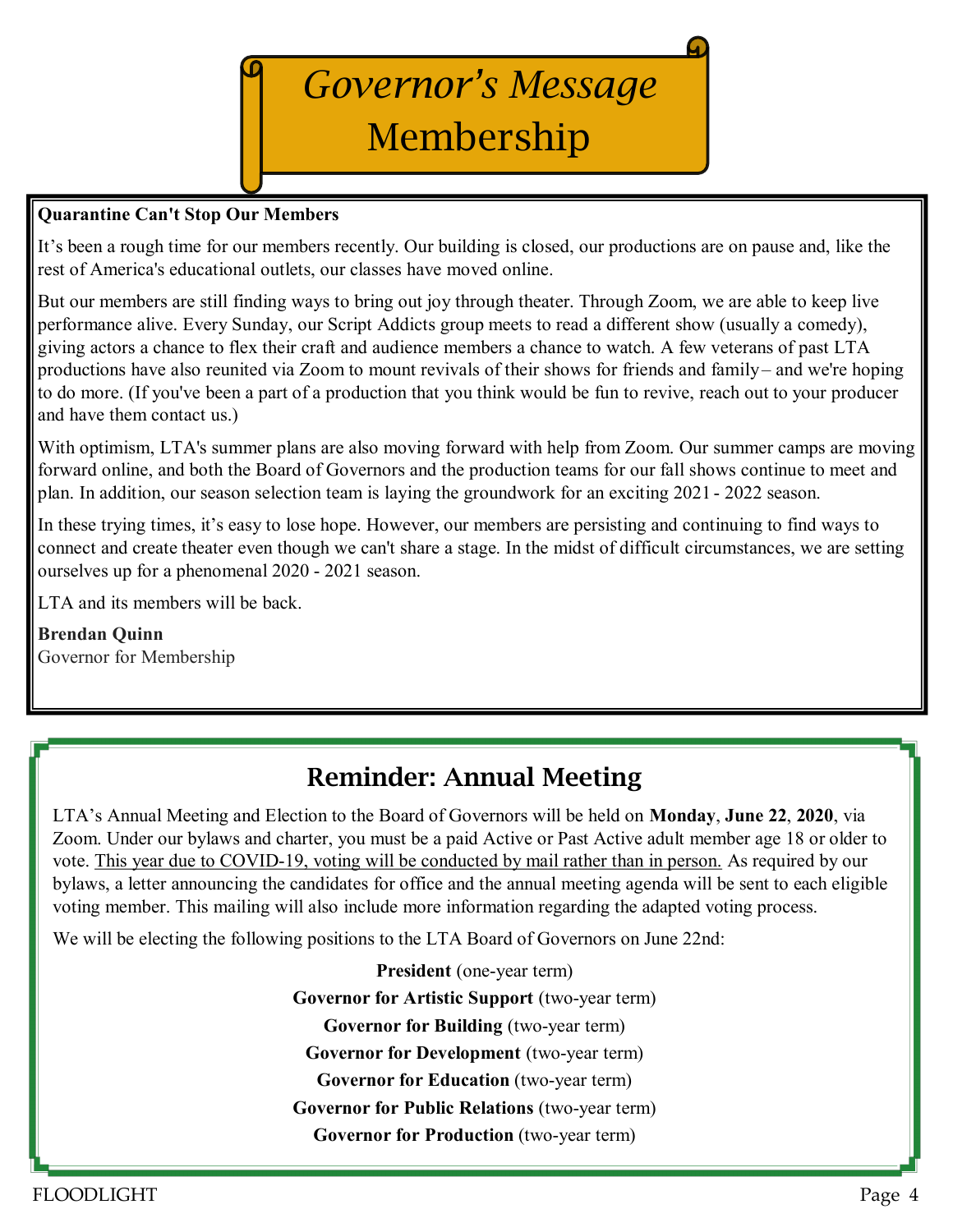# *Governor's Message*
# Membership

**Quarantine Can't Stop Our Members**

It's been a rough time for our members recently. Our building is closed, our productions are on pause and, like the rest of America's educational outlets, our classes have moved online.

But our members are still finding ways to bring out joy through theater. Through Zoom, we are able to keep live performance alive. Every Sunday, our Script Addicts group meets to read a different show (usually a comedy), giving actors a chance to flex their craft and audience members a chance to watch. A few veterans of past LTA productions have also reunited via Zoom to mount revivals of their shows for friends and family– and we're hoping to do more. (If you've been a part of a production that you think would be fun to revive, reach out to your producer and have them contact us.)

With optimism, LTA's summer plans are also moving forward with help from Zoom. Our summer camps are moving forward online, and both the Board of Governors and the production teams for our fall shows continue to meet and plan. In addition, our season selection team is laying the groundwork for an exciting 2021 - 2022 season.

In these trying times, it's easy to lose hope. However, our members are persisting and continuing to find ways to connect and create theater even though we can't share a stage. In the midst of difficult circumstances, we are setting ourselves up for a phenomenal 2020 - 2021 season.

LTA and its members will be back.

**Brendan Quinn**
Governor for Membership

## Reminder: Annual Meeting

LTA's Annual Meeting and Election to the Board of Governors will be held on **Monday**, **June 22**, **2020**, via Zoom. Under our bylaws and charter, you must be a paid Active or Past Active adult member age 18 or older to vote. <u>This year due to COVID-19, voting will be conducted by mail rather than in person.</u> As required by our bylaws, a letter announcing the candidates for office and the annual meeting agenda will be sent to each eligible voting member. This mailing will also include more information regarding the adapted voting process.

We will be electing the following positions to the LTA Board of Governors on June 22nd:

**President** (one-year term)
**Governor for Artistic Support** (two-year term)
**Governor for Building** (two-year term)
**Governor for Development** (two-year term)
**Governor for Education** (two-year term)
**Governor for Public Relations** (two-year term)
**Governor for Production** (two-year term)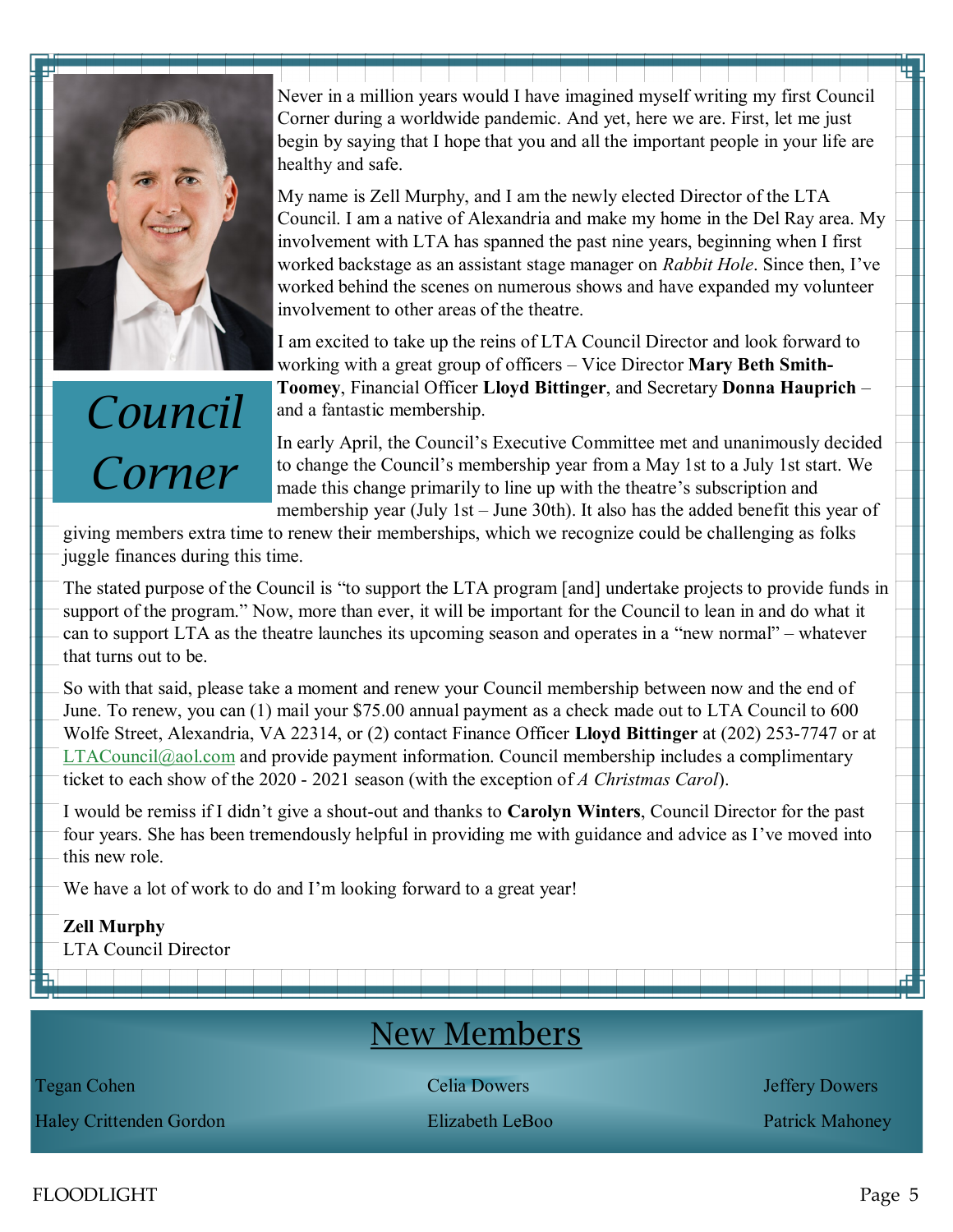# Council Corner

Never in a million years would I have imagined myself writing my first Council Corner during a worldwide pandemic. And yet, here we are. First, let me just begin by saying that I hope that you and all the important people in your life are healthy and safe.

My name is Zell Murphy, and I am the newly elected Director of the LTA Council. I am a native of Alexandria and make my home in the Del Ray area. My involvement with LTA has spanned the past nine years, beginning when I first worked backstage as an assistant stage manager on *Rabbit Hole*. Since then, I've worked behind the scenes on numerous shows and have expanded my volunteer involvement to other areas of the theatre.

I am excited to take up the reins of LTA Council Director and look forward to working with a great group of officers – Vice Director **Mary Beth Smith-Toomey**, Financial Officer **Lloyd Bittinger**, and Secretary **Donna Hauprich** – and a fantastic membership.

In early April, the Council's Executive Committee met and unanimously decided to change the Council's membership year from a May 1st to a July 1st start. We made this change primarily to line up with the theatre's subscription and membership year (July 1st – June 30th). It also has the added benefit this year of giving members extra time to renew their memberships, which we recognize could be challenging as folks juggle finances during this time.

The stated purpose of the Council is "to support the LTA program [and] undertake projects to provide funds in support of the program." Now, more than ever, it will be important for the Council to lean in and do what it can to support LTA as the theatre launches its upcoming season and operates in a "new normal" – whatever that turns out to be.

So with that said, please take a moment and renew your Council membership between now and the end of June. To renew, you can (1) mail your $75.00 annual payment as a check made out to LTA Council to 600 Wolfe Street, Alexandria, VA 22314, or (2) contact Finance Officer **Lloyd Bittinger** at (202) 253-7747 or at LTACouncil@aol.com and provide payment information. Council membership includes a complimentary ticket to each show of the 2020 - 2021 season (with the exception of *A Christmas Carol*).

I would be remiss if I didn't give a shout-out and thanks to **Carolyn Winters**, Council Director for the past four years. She has been tremendously helpful in providing me with guidance and advice as I've moved into this new role.

We have a lot of work to do and I'm looking forward to a great year!

**Zell Murphy**
LTA Council Director

## New Members

| | | |
|---|---|---|
| Tegan Cohen | Celia Dowers | Jeffery Dowers |
| Haley Crittenden Gordon | Elizabeth LeBoo | Patrick Mahoney |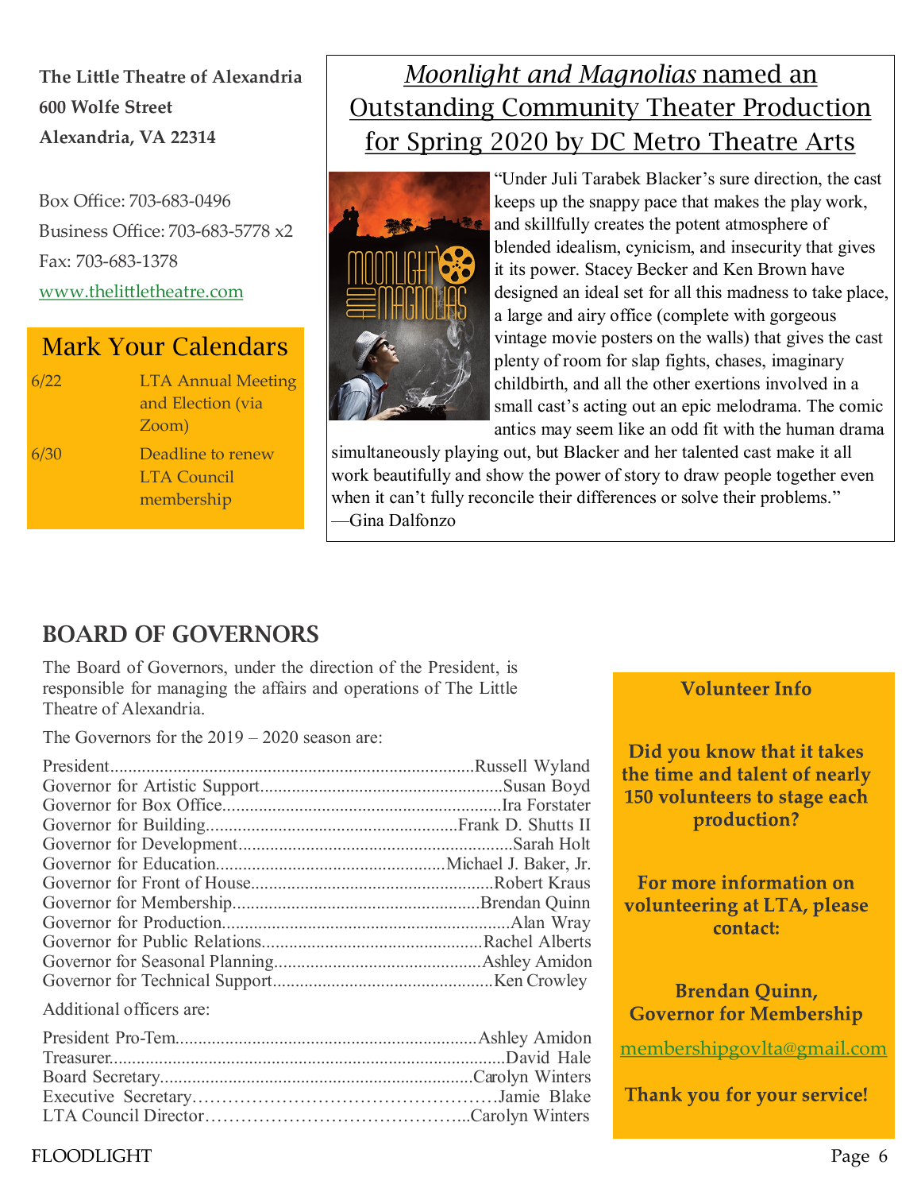**The Little Theatre of Alexandria**
**600 Wolfe Street**
**Alexandria, VA 22314**

Box Office: 703-683-0496
Business Office: 703-683-5778 x2
Fax: 703-683-1378
www.thelittletheatre.com

## Mark Your Calendars

| | |
|---|---|
| 6/22 | LTA Annual Meeting and Election (via Zoom) |
| 6/30 | Deadline to renew LTA Council membership |

## *Moonlight and Magnolias* named an Outstanding Community Theater Production for Spring 2020 by DC Metro Theatre Arts

"Under Juli Tarabek Blacker's sure direction, the cast keeps up the snappy pace that makes the play work, and skillfully creates the potent atmosphere of blended idealism, cynicism, and insecurity that gives it its power. Stacey Becker and Ken Brown have designed an ideal set for all this madness to take place, a large and airy office (complete with gorgeous vintage movie posters on the walls) that gives the cast plenty of room for slap fights, chases, imaginary childbirth, and all the other exertions involved in a small cast's acting out an epic melodrama. The comic antics may seem like an odd fit with the human drama simultaneously playing out, but Blacker and her talented cast make it all work beautifully and show the power of story to draw people together even when it can't fully reconcile their differences or solve their problems."
—Gina Dalfonzo

## BOARD OF GOVERNORS

The Board of Governors, under the direction of the President, is responsible for managing the affairs and operations of The Little Theatre of Alexandria.

The Governors for the 2019 – 2020 season are:

| | |
|---|---|
| President | Russell Wyland |
| Governor for Artistic Support | Susan Boyd |
| Governor for Box Office | Ira Forstater |
| Governor for Building | Frank D. Shutts II |
| Governor for Development | Sarah Holt |
| Governor for Education | Michael J. Baker, Jr. |
| Governor for Front of House | Robert Kraus |
| Governor for Membership | Brendan Quinn |
| Governor for Production | Alan Wray |
| Governor for Public Relations | Rachel Alberts |
| Governor for Seasonal Planning | Ashley Amidon |
| Governor for Technical Support | Ken Crowley |

Additional officers are:

| | |
|---|---|
| President Pro-Tem | Ashley Amidon |
| Treasurer | David Hale |
| Board Secretary | Carolyn Winters |
| Executive Secretary | Jamie Blake |
| LTA Council Director | Carolyn Winters |

### Volunteer Info

**Did you know that it takes the time and talent of nearly 150 volunteers to stage each production?**

**For more information on volunteering at LTA, please contact:**

**Brendan Quinn,**
**Governor for Membership**

membershipgovlta@gmail.com

**Thank you for your service!**